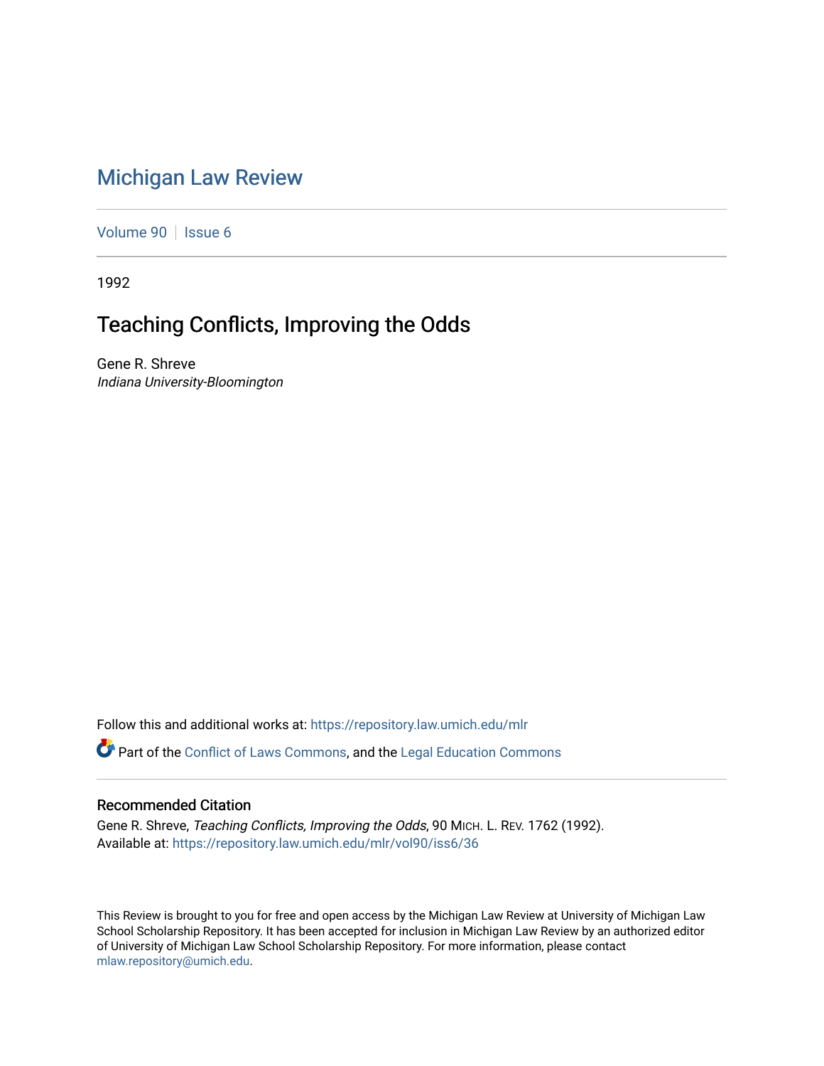# Michigan Law Review

Volume 90 | Issue 6

1992

## Teaching Conflicts, Improving the Odds

Gene R. Shreve
*Indiana University-Bloomington*

Follow this and additional works at: https://repository.law.umich.edu/mlr

Part of the Conflict of Laws Commons, and the Legal Education Commons

### Recommended Citation

Gene R. Shreve, *Teaching Conflicts, Improving the Odds*, 90 MICH. L. REV. 1762 (1992).
Available at: https://repository.law.umich.edu/mlr/vol90/iss6/36

This Review is brought to you for free and open access by the Michigan Law Review at University of Michigan Law School Scholarship Repository. It has been accepted for inclusion in Michigan Law Review by an authorized editor of University of Michigan Law School Scholarship Repository. For more information, please contact mlaw.repository@umich.edu.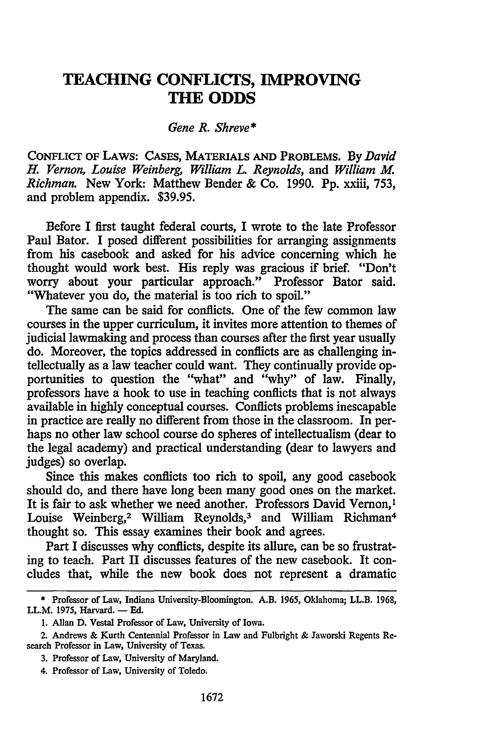# TEACHING CONFLICTS, IMPROVING THE ODDS

*Gene R. Shreve**

CONFLICT OF LAWS: CASES, MATERIALS AND PROBLEMS. By *David H. Vernon, Louise Weinberg, William L. Reynolds,* and *William M. Richman.* New York: Matthew Bender & Co. 1990. Pp. xxiii, 753, and problem appendix. $39.95.

Before I first taught federal courts, I wrote to the late Professor Paul Bator. I posed different possibilities for arranging assignments from his casebook and asked for his advice concerning which he thought would work best. His reply was gracious if brief. "Don't worry about your particular approach." Professor Bator said. "Whatever you do, the material is too rich to spoil."

The same can be said for conflicts. One of the few common law courses in the upper curriculum, it invites more attention to themes of judicial lawmaking and process than courses after the first year usually do. Moreover, the topics addressed in conflicts are as challenging intellectually as a law teacher could want. They continually provide opportunities to question the "what" and "why" of law. Finally, professors have a hook to use in teaching conflicts that is not always available in highly conceptual courses. Conflicts problems inescapable in practice are really no different from those in the classroom. In perhaps no other law school course do spheres of intellectualism (dear to the legal academy) and practical understanding (dear to lawyers and judges) so overlap.

Since this makes conflicts too rich to spoil, any good casebook should do, and there have long been many good ones on the market. It is fair to ask whether we need another. Professors David Vernon,[1] Louise Weinberg,[2] William Reynolds,[3] and William Richman[4] thought so. This essay examines their book and agrees.

Part I discusses why conflicts, despite its allure, can be so frustrating to teach. Part II discusses features of the new casebook. It concludes that, while the new book does not represent a dramatic

---

\* Professor of Law, Indiana University-Bloomington. A.B. 1965, Oklahoma; LL.B. 1968, LL.M. 1975, Harvard. — Ed.

1. Allan D. Vestal Professor of Law, University of Iowa.

2. Andrews & Kurth Centennial Professor in Law and Fulbright & Jaworski Regents Research Professor in Law, University of Texas.

3. Professor of Law, University of Maryland.

4. Professor of Law, University of Toledo.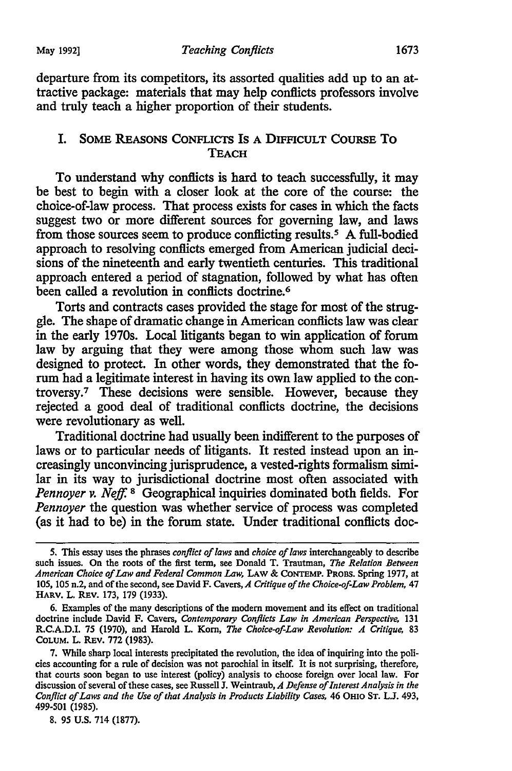departure from its competitors, its assorted qualities add up to an attractive package: materials that may help conflicts professors involve and truly teach a higher proportion of their students.

## I. Some Reasons Conflicts Is a Difficult Course to Teach

To understand why conflicts is hard to teach successfully, it may be best to begin with a closer look at the core of the course: the choice-of-law process. That process exists for cases in which the facts suggest two or more different sources for governing law, and laws from those sources seem to produce conflicting results.[5] A full-bodied approach to resolving conflicts emerged from American judicial decisions of the nineteenth and early twentieth centuries. This traditional approach entered a period of stagnation, followed by what has often been called a revolution in conflicts doctrine.[6]

Torts and contracts cases provided the stage for most of the struggle. The shape of dramatic change in American conflicts law was clear in the early 1970s. Local litigants began to win application of forum law by arguing that they were among those whom such law was designed to protect. In other words, they demonstrated that the forum had a legitimate interest in having its own law applied to the controversy.[7] These decisions were sensible. However, because they rejected a good deal of traditional conflicts doctrine, the decisions were revolutionary as well.

Traditional doctrine had usually been indifferent to the purposes of laws or to particular needs of litigants. It rested instead upon an increasingly unconvincing jurisprudence, a vested-rights formalism similar in its way to jurisdictional doctrine most often associated with *Pennoyer v. Neff*.[8] Geographical inquiries dominated both fields. For *Pennoyer* the question was whether service of process was completed (as it had to be) in the forum state. Under traditional conflicts doc-

---

5. This essay uses the phrases *conflict of laws* and *choice of laws* interchangeably to describe such issues. On the roots of the first term, see Donald T. Trautman, *The Relation Between American Choice of Law and Federal Common Law*, LAW & CONTEMP. PROBS. Spring 1977, at 105, 105 n.2, and of the second, see David F. Cavers, *A Critique of the Choice-of-Law Problem*, 47 HARV. L. REV. 173, 179 (1933).

6. Examples of the many descriptions of the modern movement and its effect on traditional doctrine include David F. Cavers, *Contemporary Conflicts Law in American Perspective*, 131 R.C.A.D.I. 75 (1970), and Harold L. Korn, *The Choice-of-Law Revolution: A Critique*, 83 COLUM. L. REV. 772 (1983).

7. While sharp local interests precipitated the revolution, the idea of inquiring into the policies accounting for a rule of decision was not parochial in itself. It is not surprising, therefore, that courts soon began to use interest (policy) analysis to choose foreign over local law. For discussion of several of these cases, see Russell J. Weintraub, *A Defense of Interest Analysis in the Conflict of Laws and the Use of that Analysis in Products Liability Cases*, 46 OHIO ST. L.J. 493, 499-501 (1985).

8. 95 U.S. 714 (1877).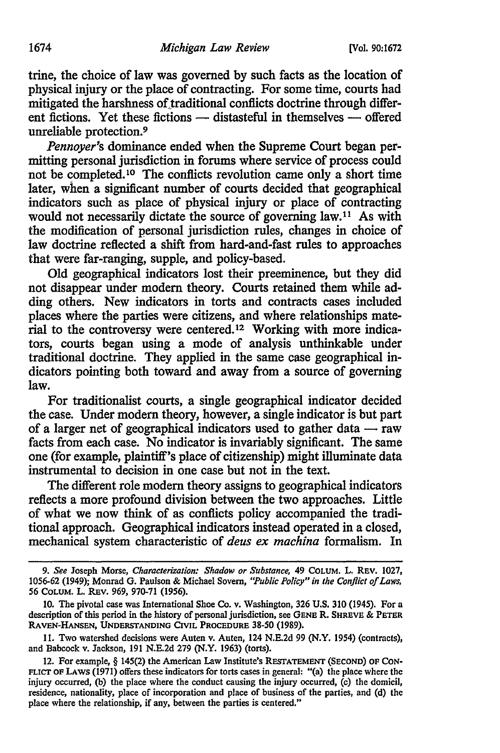trine, the choice of law was governed by such facts as the location of physical injury or the place of contracting. For some time, courts had mitigated the harshness of traditional conflicts doctrine through different fictions. Yet these fictions — distasteful in themselves — offered unreliable protection.[9]

*Pennoyer*'s dominance ended when the Supreme Court began permitting personal jurisdiction in forums where service of process could not be completed.[10] The conflicts revolution came only a short time later, when a significant number of courts decided that geographical indicators such as place of physical injury or place of contracting would not necessarily dictate the source of governing law.[11] As with the modification of personal jurisdiction rules, changes in choice of law doctrine reflected a shift from hard-and-fast rules to approaches that were far-ranging, supple, and policy-based.

Old geographical indicators lost their preeminence, but they did not disappear under modern theory. Courts retained them while adding others. New indicators in torts and contracts cases included places where the parties were citizens, and where relationships material to the controversy were centered.[12] Working with more indicators, courts began using a mode of analysis unthinkable under traditional doctrine. They applied in the same case geographical indicators pointing both toward and away from a source of governing law.

For traditionalist courts, a single geographical indicator decided the case. Under modern theory, however, a single indicator is but part of a larger net of geographical indicators used to gather data — raw facts from each case. No indicator is invariably significant. The same one (for example, plaintiff's place of citizenship) might illuminate data instrumental to decision in one case but not in the text.

The different role modern theory assigns to geographical indicators reflects a more profound division between the two approaches. Little of what we now think of as conflicts policy accompanied the traditional approach. Geographical indicators instead operated in a closed, mechanical system characteristic of *deus ex machina* formalism. In

---

9. *See* Joseph Morse, *Characterization: Shadow or Substance,* 49 COLUM. L. REV. 1027, 1056-62 (1949); Monrad G. Paulson & Michael Sovern, *"Public Policy" in the Conflict of Laws,* 56 COLUM. L. REV. 969, 970-71 (1956).

10. The pivotal case was International Shoe Co. v. Washington, 326 U.S. 310 (1945). For a description of this period in the history of personal jurisdiction, see GENE R. SHREVE & PETER RAVEN-HANSEN, UNDERSTANDING CIVIL PROCEDURE 38-50 (1989).

11. Two watershed decisions were Auten v. Auten, 124 N.E.2d 99 (N.Y. 1954) (contracts), and Babcock v. Jackson, 191 N.E.2d 279 (N.Y. 1963) (torts).

12. For example, § 145(2) the American Law Institute's RESTATEMENT (SECOND) OF CONFLICT OF LAWS (1971) offers these indicators for torts cases in general: "(a) the place where the injury occurred, (b) the place where the conduct causing the injury occurred, (c) the domicil, residence, nationality, place of incorporation and place of business of the parties, and (d) the place where the relationship, if any, between the parties is centered."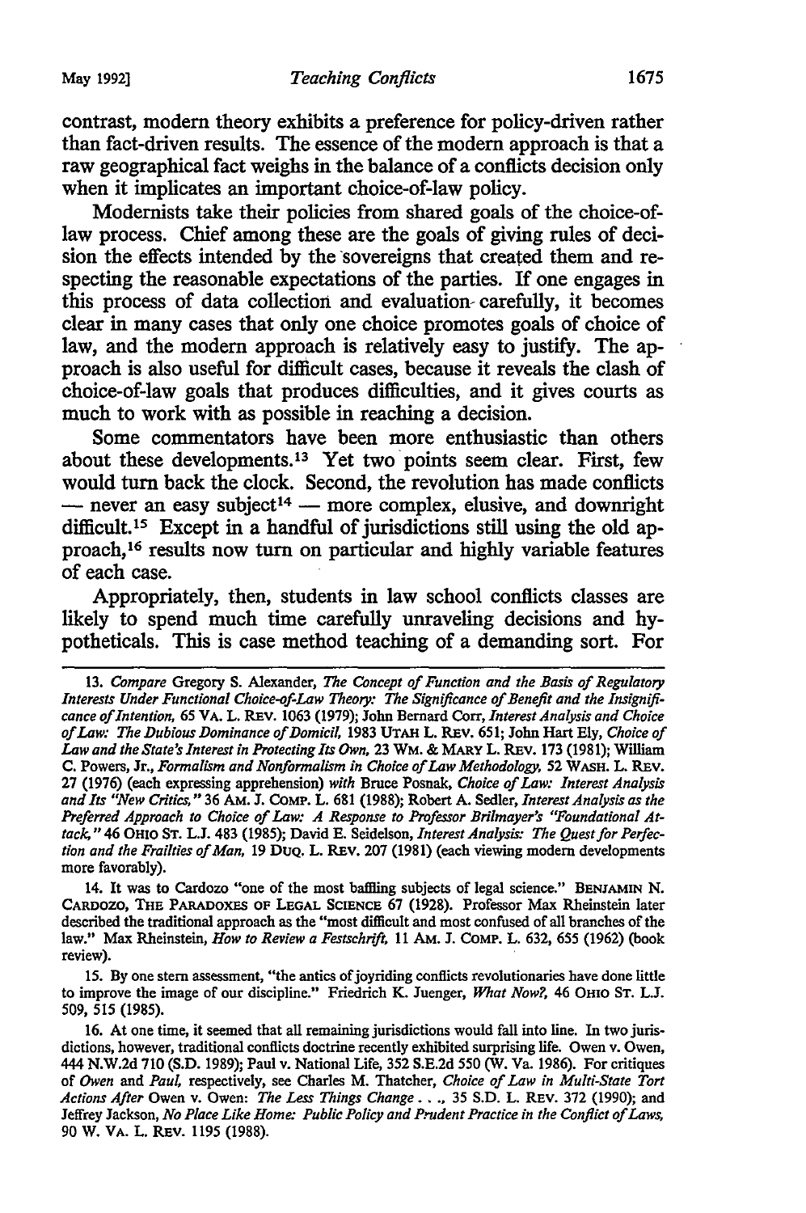contrast, modern theory exhibits a preference for policy-driven rather than fact-driven results. The essence of the modern approach is that a raw geographical fact weighs in the balance of a conflicts decision only when it implicates an important choice-of-law policy.

Modernists take their policies from shared goals of the choice-of-law process. Chief among these are the goals of giving rules of decision the effects intended by the sovereigns that created them and respecting the reasonable expectations of the parties. If one engages in this process of data collection and evaluation carefully, it becomes clear in many cases that only one choice promotes goals of choice of law, and the modern approach is relatively easy to justify. The approach is also useful for difficult cases, because it reveals the clash of choice-of-law goals that produces difficulties, and it gives courts as much to work with as possible in reaching a decision.

Some commentators have been more enthusiastic than others about these developments.[13] Yet two points seem clear. First, few would turn back the clock. Second, the revolution has made conflicts — never an easy subject[14] — more complex, elusive, and downright difficult.[15] Except in a handful of jurisdictions still using the old approach,[16] results now turn on particular and highly variable features of each case.

Appropriately, then, students in law school conflicts classes are likely to spend much time carefully unraveling decisions and hypotheticals. This is case method teaching of a demanding sort. For

---

13. *Compare* Gregory S. Alexander, *The Concept of Function and the Basis of Regulatory Interests Under Functional Choice-of-Law Theory: The Significance of Benefit and the Insignificance of Intention*, 65 VA. L. REV. 1063 (1979); John Bernard Corr, *Interest Analysis and Choice of Law: The Dubious Dominance of Domicil*, 1983 UTAH L. REV. 651; John Hart Ely, *Choice of Law and the State's Interest in Protecting Its Own*, 23 WM. & MARY L. REV. 173 (1981); William C. Powers, Jr., *Formalism and Nonformalism in Choice of Law Methodology*, 52 WASH. L. REV. 27 (1976) (each expressing apprehension) *with* Bruce Posnak, *Choice of Law: Interest Analysis and Its "New Critics,"* 36 AM. J. COMP. L. 681 (1988); Robert A. Sedler, *Interest Analysis as the Preferred Approach to Choice of Law: A Response to Professor Brilmayer's "Foundational Attack,"* 46 OHIO ST. L.J. 483 (1985); David E. Seidelson, *Interest Analysis: The Quest for Perfection and the Frailties of Man*, 19 DUQ. L. REV. 207 (1981) (each viewing modern developments more favorably).

14. It was to Cardozo "one of the most baffling subjects of legal science." BENJAMIN N. CARDOZO, THE PARADOXES OF LEGAL SCIENCE 67 (1928). Professor Max Rheinstein later described the traditional approach as the "most difficult and most confused of all branches of the law." Max Rheinstein, *How to Review a Festschrift*, 11 AM. J. COMP. L. 632, 655 (1962) (book review).

15. By one stern assessment, "the antics of joyriding conflicts revolutionaries have done little to improve the image of our discipline." Friedrich K. Juenger, *What Now?*, 46 OHIO ST. L.J. 509, 515 (1985).

16. At one time, it seemed that all remaining jurisdictions would fall into line. In two jurisdictions, however, traditional conflicts doctrine recently exhibited surprising life. Owen v. Owen, 444 N.W.2d 710 (S.D. 1989); Paul v. National Life, 352 S.E.2d 550 (W. Va. 1986). For critiques of *Owen* and *Paul*, respectively, see Charles M. Thatcher, *Choice of Law in Multi-State Tort Actions After* Owen v. Owen: *The Less Things Change . . .*, 35 S.D. L. REV. 372 (1990); and Jeffrey Jackson, *No Place Like Home: Public Policy and Prudent Practice in the Conflict of Laws*, 90 W. VA. L. REV. 1195 (1988).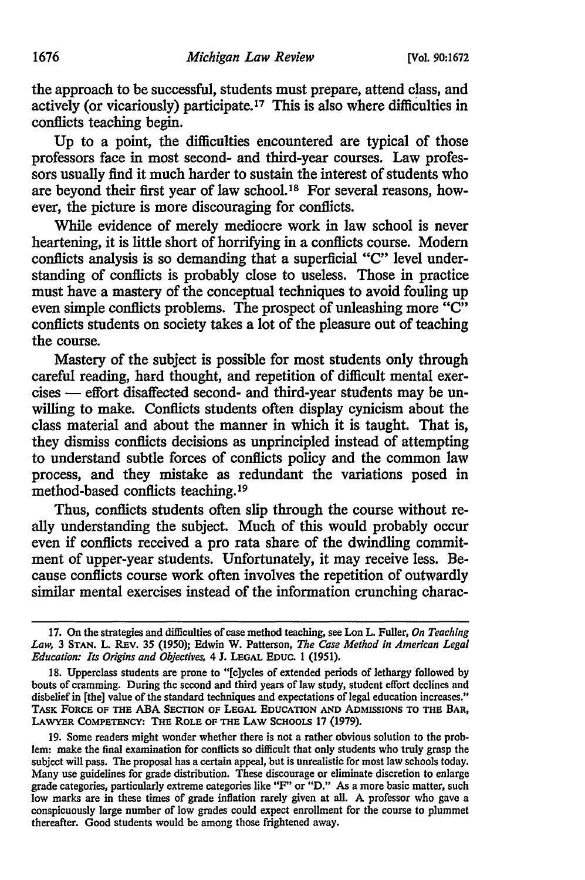the approach to be successful, students must prepare, attend class, and actively (or vicariously) participate.[17] This is also where difficulties in conflicts teaching begin.

Up to a point, the difficulties encountered are typical of those professors face in most second- and third-year courses. Law professors usually find it much harder to sustain the interest of students who are beyond their first year of law school.[18] For several reasons, however, the picture is more discouraging for conflicts.

While evidence of merely mediocre work in law school is never heartening, it is little short of horrifying in a conflicts course. Modern conflicts analysis is so demanding that a superficial "C" level understanding of conflicts is probably close to useless. Those in practice must have a mastery of the conceptual techniques to avoid fouling up even simple conflicts problems. The prospect of unleashing more "C" conflicts students on society takes a lot of the pleasure out of teaching the course.

Mastery of the subject is possible for most students only through careful reading, hard thought, and repetition of difficult mental exercises — effort disaffected second- and third-year students may be unwilling to make. Conflicts students often display cynicism about the class material and about the manner in which it is taught. That is, they dismiss conflicts decisions as unprincipled instead of attempting to understand subtle forces of conflicts policy and the common law process, and they mistake as redundant the variations posed in method-based conflicts teaching.[19]

Thus, conflicts students often slip through the course without really understanding the subject. Much of this would probably occur even if conflicts received a pro rata share of the dwindling commitment of upper-year students. Unfortunately, it may receive less. Because conflicts course work often involves the repetition of outwardly similar mental exercises instead of the information crunching charac-

---

17. On the strategies and difficulties of case method teaching, see Lon L. Fuller, *On Teaching Law*, 3 STAN. L. REV. 35 (1950); Edwin W. Patterson, *The Case Method in American Legal Education: Its Origins and Objectives*, 4 J. LEGAL EDUC. 1 (1951).

18. Upperclass students are prone to "[c]ycles of extended periods of lethargy followed by bouts of cramming. During the second and third years of law study, student effort declines and disbelief in [the] value of the standard techniques and expectations of legal education increases." TASK FORCE OF THE ABA SECTION OF LEGAL EDUCATION AND ADMISSIONS TO THE BAR, LAWYER COMPETENCY: THE ROLE OF THE LAW SCHOOLS 17 (1979).

19. Some readers might wonder whether there is not a rather obvious solution to the problem: make the final examination for conflicts so difficult that only students who truly grasp the subject will pass. The proposal has a certain appeal, but is unrealistic for most law schools today. Many use guidelines for grade distribution. These discourage or eliminate discretion to enlarge grade categories, particularly extreme categories like "F" or "D." As a more basic matter, such low marks are in these times of grade inflation rarely given at all. A professor who gave a conspicuously large number of low grades could expect enrollment for the course to plummet thereafter. Good students would be among those frightened away.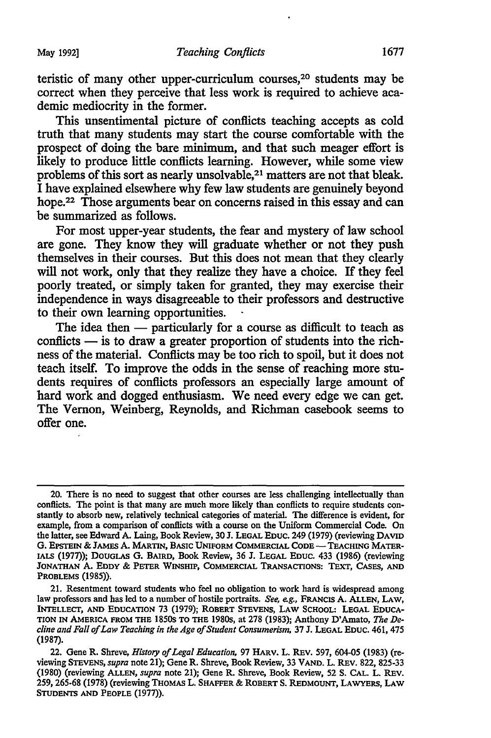teristic of many other upper-curriculum courses,[20] students may be correct when they perceive that less work is required to achieve academic mediocrity in the former.

This unsentimental picture of conflicts teaching accepts as cold truth that many students may start the course comfortable with the prospect of doing the bare minimum, and that such meager effort is likely to produce little conflicts learning. However, while some view problems of this sort as nearly unsolvable,[21] matters are not that bleak. I have explained elsewhere why few law students are genuinely beyond hope.[22] Those arguments bear on concerns raised in this essay and can be summarized as follows.

For most upper-year students, the fear and mystery of law school are gone. They know they will graduate whether or not they push themselves in their courses. But this does not mean that they clearly will not work, only that they realize they have a choice. If they feel poorly treated, or simply taken for granted, they may exercise their independence in ways disagreeable to their professors and destructive to their own learning opportunities.

The idea then — particularly for a course as difficult to teach as conflicts — is to draw a greater proportion of students into the richness of the material. Conflicts may be too rich to spoil, but it does not teach itself. To improve the odds in the sense of reaching more students requires of conflicts professors an especially large amount of hard work and dogged enthusiasm. We need every edge we can get. The Vernon, Weinberg, Reynolds, and Richman casebook seems to offer one.

---

20. There is no need to suggest that other courses are less challenging intellectually than conflicts. The point is that many are much more likely than conflicts to require students constantly to absorb new, relatively technical categories of material. The difference is evident, for example, from a comparison of conflicts with a course on the Uniform Commercial Code. On the latter, see Edward A. Laing, Book Review, 30 J. LEGAL EDUC. 249 (1979) (reviewing DAVID G. EPSTEIN & JAMES A. MARTIN, BASIC UNIFORM COMMERCIAL CODE — TEACHING MATERIALS (1977)); DOUGLAS G. BAIRD, Book Review, 36 J. LEGAL EDUC. 433 (1986) (reviewing JONATHAN A. EDDY & PETER WINSHIP, COMMERCIAL TRANSACTIONS: TEXT, CASES, AND PROBLEMS (1985)).

21. Resentment toward students who feel no obligation to work hard is widespread among law professors and has led to a number of hostile portraits. *See, e.g.*, FRANCIS A. ALLEN, LAW, INTELLECT, AND EDUCATION 73 (1979); ROBERT STEVENS, LAW SCHOOL: LEGAL EDUCATION IN AMERICA FROM THE 1850s TO THE 1980s, at 278 (1983); Anthony D'Amato, *The Decline and Fall of Law Teaching in the Age of Student Consumerism*, 37 J. LEGAL EDUC. 461, 475 (1987).

22. Gene R. Shreve, *History of Legal Education*, 97 HARV. L. REV. 597, 604-05 (1983) (reviewing STEVENS, *supra* note 21); Gene R. Shreve, Book Review, 33 VAND. L. REV. 822, 825-33 (1980) (reviewing ALLEN, *supra* note 21); Gene R. Shreve, Book Review, 52 S. CAL. L. REV. 259, 265-68 (1978) (reviewing THOMAS L. SHAFFER & ROBERT S. REDMOUNT, LAWYERS, LAW STUDENTS AND PEOPLE (1977)).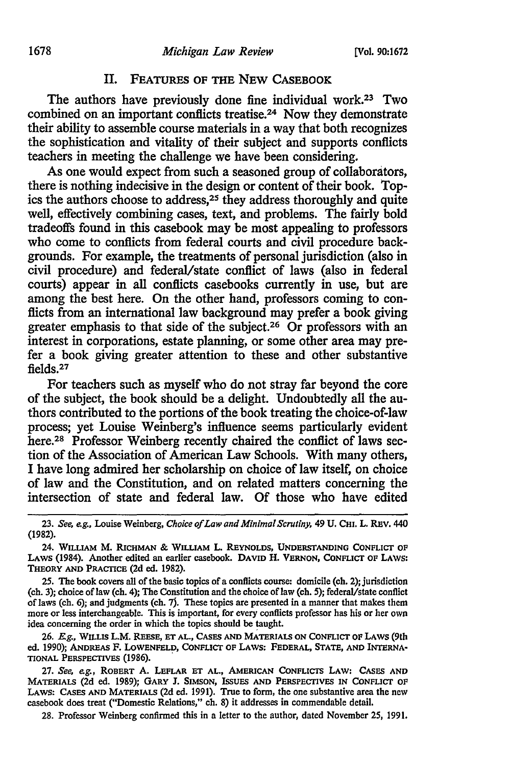## II. Features of the New Casebook

The authors have previously done fine individual work.[23] Two combined on an important conflicts treatise.[24] Now they demonstrate their ability to assemble course materials in a way that both recognizes the sophistication and vitality of their subject and supports conflicts teachers in meeting the challenge we have been considering.

As one would expect from such a seasoned group of collaborators, there is nothing indecisive in the design or content of their book. Topics the authors choose to address,[25] they address thoroughly and quite well, effectively combining cases, text, and problems. The fairly bold tradeoffs found in this casebook may be most appealing to professors who come to conflicts from federal courts and civil procedure backgrounds. For example, the treatments of personal jurisdiction (also in civil procedure) and federal/state conflict of laws (also in federal courts) appear in all conflicts casebooks currently in use, but are among the best here. On the other hand, professors coming to conflicts from an international law background may prefer a book giving greater emphasis to that side of the subject.[26] Or professors with an interest in corporations, estate planning, or some other area may prefer a book giving greater attention to these and other substantive fields.[27]

For teachers such as myself who do not stray far beyond the core of the subject, the book should be a delight. Undoubtedly all the authors contributed to the portions of the book treating the choice-of-law process; yet Louise Weinberg's influence seems particularly evident here.[28] Professor Weinberg recently chaired the conflict of laws section of the Association of American Law Schools. With many others, I have long admired her scholarship on choice of law itself, on choice of law and the Constitution, and on related matters concerning the intersection of state and federal law. Of those who have edited

---

23. *See, e.g.*, Louise Weinberg, *Choice of Law and Minimal Scrutiny*, 49 U. Chi. L. Rev. 440 (1982).

24. William M. Richman & William L. Reynolds, Understanding Conflict of Laws (1984). Another edited an earlier casebook. David H. Vernon, Conflict of Laws: Theory and Practice (2d ed. 1982).

25. The book covers all of the basic topics of a conflicts course: domicile (ch. 2); jurisdiction (ch. 3); choice of law (ch. 4); The Constitution and the choice of law (ch. 5); federal/state conflict of laws (ch. 6); and judgments (ch. 7). These topics are presented in a manner that makes them more or less interchangeable. This is important, for every conflicts professor has his or her own idea concerning the order in which the topics should be taught.

26. *E.g.*, Willis L.M. Reese, et al., Cases and Materials on Conflict of Laws (9th ed. 1990); Andreas F. Lowenfeld, Conflict of Laws: Federal, State, and International Perspectives (1986).

27. *See, e.g.*, Robert A. Leflar et al., American Conflicts Law: Cases and Materials (2d ed. 1989); Gary J. Simson, Issues and Perspectives in Conflict of Laws: Cases and Materials (2d ed. 1991). True to form, the one substantive area the new casebook does treat ("Domestic Relations," ch. 8) it addresses in commendable detail.

28. Professor Weinberg confirmed this in a letter to the author, dated November 25, 1991.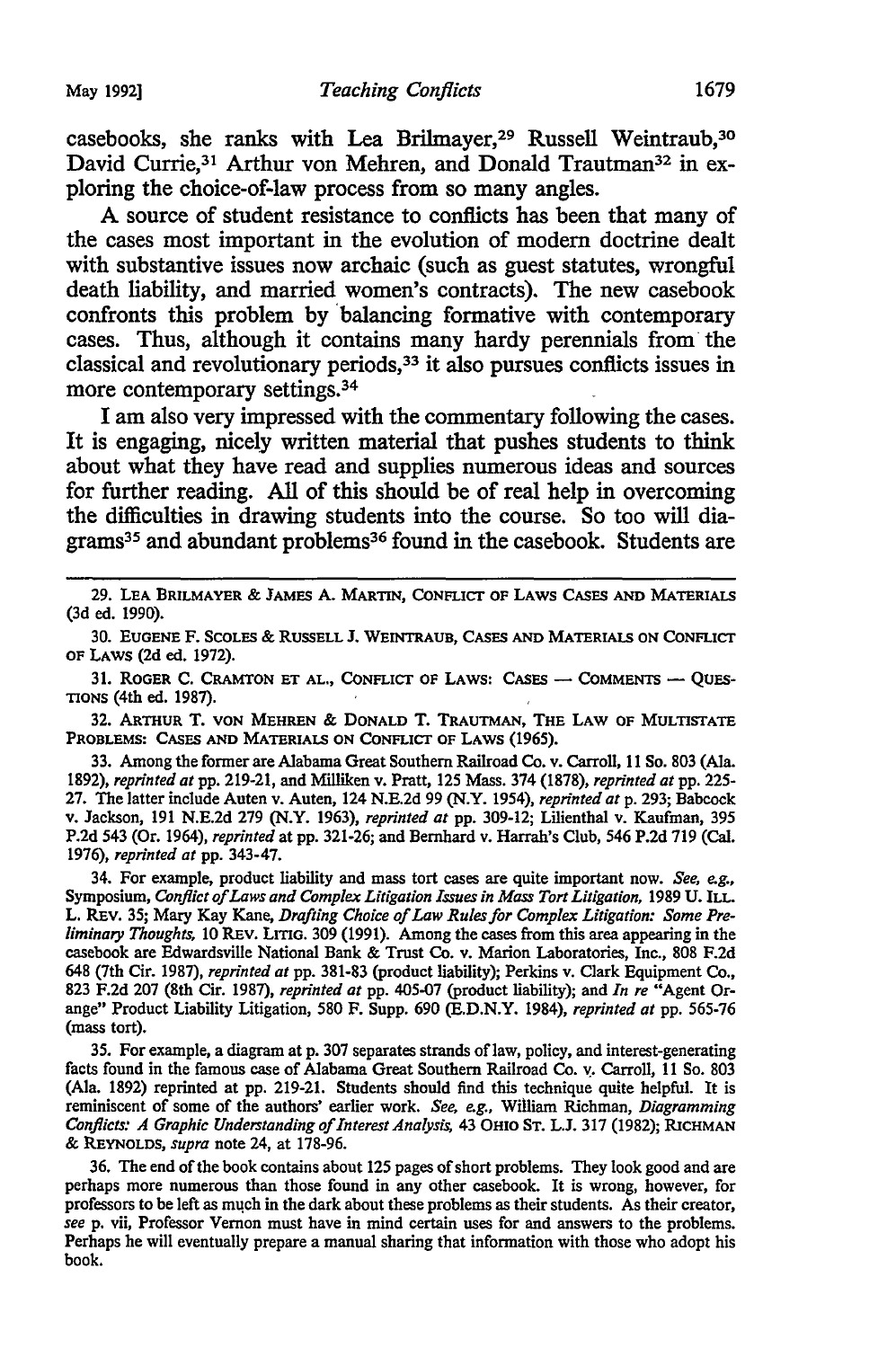casebooks, she ranks with Lea Brilmayer,[29] Russell Weintraub,[30] David Currie,[31] Arthur von Mehren, and Donald Trautman[32] in exploring the choice-of-law process from so many angles.

A source of student resistance to conflicts has been that many of the cases most important in the evolution of modern doctrine dealt with substantive issues now archaic (such as guest statutes, wrongful death liability, and married women's contracts). The new casebook confronts this problem by balancing formative with contemporary cases. Thus, although it contains many hardy perennials from the classical and revolutionary periods,[33] it also pursues conflicts issues in more contemporary settings.[34]

I am also very impressed with the commentary following the cases. It is engaging, nicely written material that pushes students to think about what they have read and supplies numerous ideas and sources for further reading. All of this should be of real help in overcoming the difficulties in drawing students into the course. So too will diagrams[35] and abundant problems[36] found in the casebook. Students are

---

29. LEA BRILMAYER & JAMES A. MARTIN, CONFLICT OF LAWS CASES AND MATERIALS (3d ed. 1990).

30. EUGENE F. SCOLES & RUSSELL J. WEINTRAUB, CASES AND MATERIALS ON CONFLICT OF LAWS (2d ed. 1972).

31. ROGER C. CRAMTON ET AL., CONFLICT OF LAWS: CASES — COMMENTS — QUESTIONS (4th ed. 1987).

32. ARTHUR T. VON MEHREN & DONALD T. TRAUTMAN, THE LAW OF MULTISTATE PROBLEMS: CASES AND MATERIALS ON CONFLICT OF LAWS (1965).

33. Among the former are Alabama Great Southern Railroad Co. v. Carroll, 11 So. 803 (Ala. 1892), *reprinted at* pp. 219-21, and Milliken v. Pratt, 125 Mass. 374 (1878), *reprinted at* pp. 225-27. The latter include Auten v. Auten, 124 N.E.2d 99 (N.Y. 1954), *reprinted at* p. 293; Babcock v. Jackson, 191 N.E.2d 279 (N.Y. 1963), *reprinted at* pp. 309-12; Lilienthal v. Kaufman, 395 P.2d 543 (Or. 1964), *reprinted* at pp. 321-26; and Bernhard v. Harrah's Club, 546 P.2d 719 (Cal. 1976), *reprinted at* pp. 343-47.

34. For example, product liability and mass tort cases are quite important now. *See, e.g.*, Symposium, *Conflict of Laws and Complex Litigation Issues in Mass Tort Litigation*, 1989 U. ILL. L. REV. 35; Mary Kay Kane, *Drafting Choice of Law Rules for Complex Litigation: Some Preliminary Thoughts*, 10 REV. LITIG. 309 (1991). Among the cases from this area appearing in the casebook are Edwardsville National Bank & Trust Co. v. Marion Laboratories, Inc., 808 F.2d 648 (7th Cir. 1987), *reprinted at* pp. 381-83 (product liability); Perkins v. Clark Equipment Co., 823 F.2d 207 (8th Cir. 1987), *reprinted at* pp. 405-07 (product liability); and *In re* "Agent Orange" Product Liability Litigation, 580 F. Supp. 690 (E.D.N.Y. 1984), *reprinted at* pp. 565-76 (mass tort).

35. For example, a diagram at p. 307 separates strands of law, policy, and interest-generating facts found in the famous case of Alabama Great Southern Railroad Co. v. Carroll, 11 So. 803 (Ala. 1892) reprinted at pp. 219-21. Students should find this technique quite helpful. It is reminiscent of some of the authors' earlier work. *See, e.g.*, William Richman, *Diagramming Conflicts: A Graphic Understanding of Interest Analysis*, 43 OHIO ST. L.J. 317 (1982); RICHMAN & REYNOLDS, *supra* note 24, at 178-96.

36. The end of the book contains about 125 pages of short problems. They look good and are perhaps more numerous than those found in any other casebook. It is wrong, however, for professors to be left as much in the dark about these problems as their students. As their creator, *see* p. vii, Professor Vernon must have in mind certain uses for and answers to the problems. Perhaps he will eventually prepare a manual sharing that information with those who adopt his book.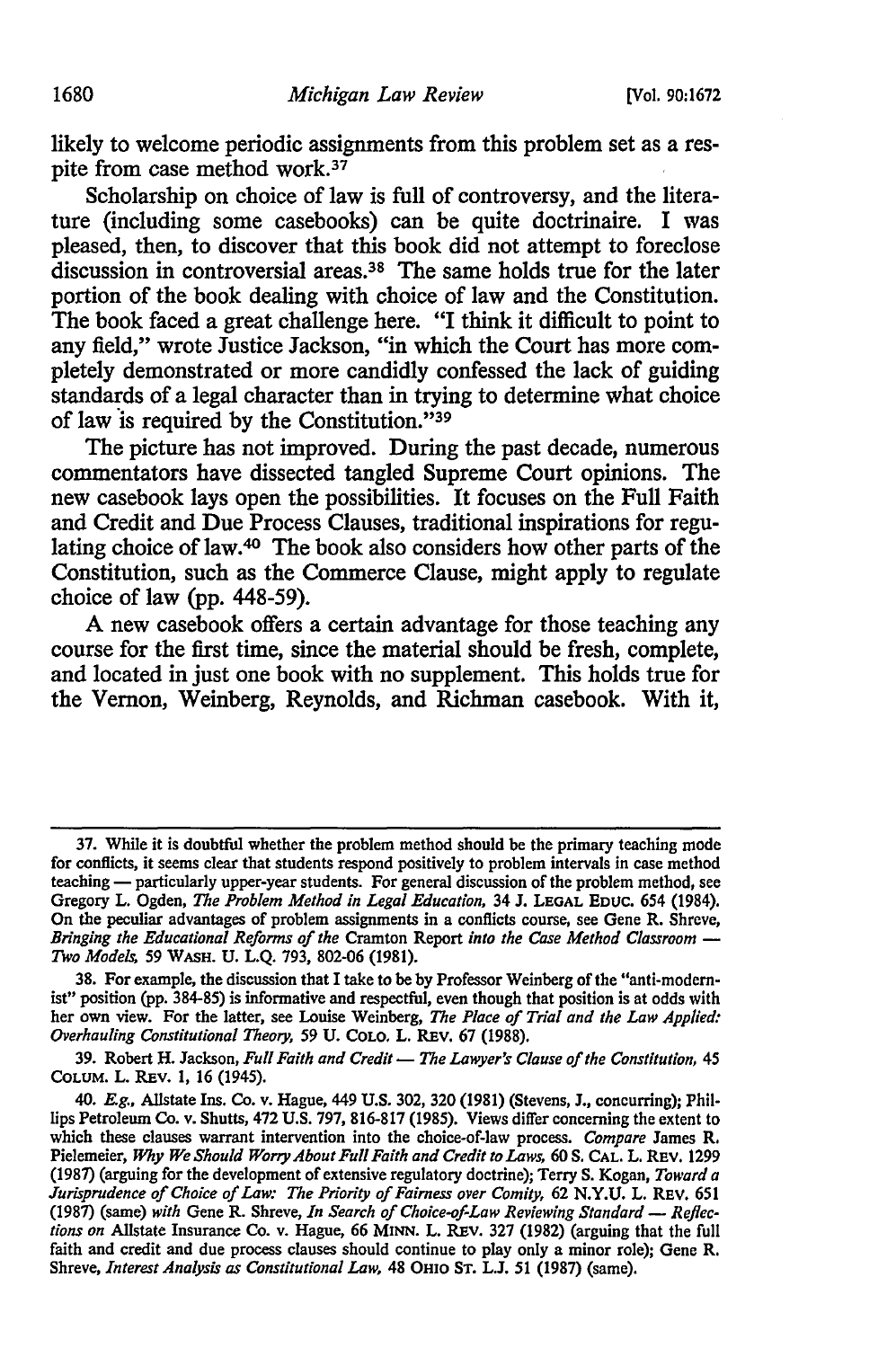likely to welcome periodic assignments from this problem set as a respite from case method work.[37]

Scholarship on choice of law is full of controversy, and the literature (including some casebooks) can be quite doctrinaire. I was pleased, then, to discover that this book did not attempt to foreclose discussion in controversial areas.[38] The same holds true for the later portion of the book dealing with choice of law and the Constitution. The book faced a great challenge here. "I think it difficult to point to any field," wrote Justice Jackson, "in which the Court has more completely demonstrated or more candidly confessed the lack of guiding standards of a legal character than in trying to determine what choice of law is required by the Constitution."[39]

The picture has not improved. During the past decade, numerous commentators have dissected tangled Supreme Court opinions. The new casebook lays open the possibilities. It focuses on the Full Faith and Credit and Due Process Clauses, traditional inspirations for regulating choice of law.[40] The book also considers how other parts of the Constitution, such as the Commerce Clause, might apply to regulate choice of law (pp. 448-59).

A new casebook offers a certain advantage for those teaching any course for the first time, since the material should be fresh, complete, and located in just one book with no supplement. This holds true for the Vernon, Weinberg, Reynolds, and Richman casebook. With it,

---

37. While it is doubtful whether the problem method should be the primary teaching mode for conflicts, it seems clear that students respond positively to problem intervals in case method teaching — particularly upper-year students. For general discussion of the problem method, see Gregory L. Ogden, *The Problem Method in Legal Education*, 34 J. LEGAL EDUC. 654 (1984). On the peculiar advantages of problem assignments in a conflicts course, see Gene R. Shreve, *Bringing the Educational Reforms of the* Cramton Report *into the Case Method Classroom — Two Models*, 59 WASH. U. L.Q. 793, 802-06 (1981).

38. For example, the discussion that I take to be by Professor Weinberg of the "anti-modernist" position (pp. 384-85) is informative and respectful, even though that position is at odds with her own view. For the latter, see Louise Weinberg, *The Place of Trial and the Law Applied: Overhauling Constitutional Theory*, 59 U. COLO. L. REV. 67 (1988).

39. Robert H. Jackson, *Full Faith and Credit — The Lawyer's Clause of the Constitution*, 45 COLUM. L. REV. 1, 16 (1945).

40. *E.g.*, Allstate Ins. Co. v. Hague, 449 U.S. 302, 320 (1981) (Stevens, J., concurring); Phillips Petroleum Co. v. Shutts, 472 U.S. 797, 816-817 (1985). Views differ concerning the extent to which these clauses warrant intervention into the choice-of-law process. *Compare* James R. Pielemeier, *Why We Should Worry About Full Faith and Credit to Laws*, 60 S. CAL. L. REV. 1299 (1987) (arguing for the development of extensive regulatory doctrine); Terry S. Kogan, *Toward a Jurisprudence of Choice of Law: The Priority of Fairness over Comity*, 62 N.Y.U. L. REV. 651 (1987) (same) *with* Gene R. Shreve, *In Search of Choice-of-Law Reviewing Standard — Reflections on* Allstate Insurance Co. v. Hague, 66 MINN. L. REV. 327 (1982) (arguing that the full faith and credit and due process clauses should continue to play only a minor role); Gene R. Shreve, *Interest Analysis as Constitutional Law*, 48 OHIO ST. L.J. 51 (1987) (same).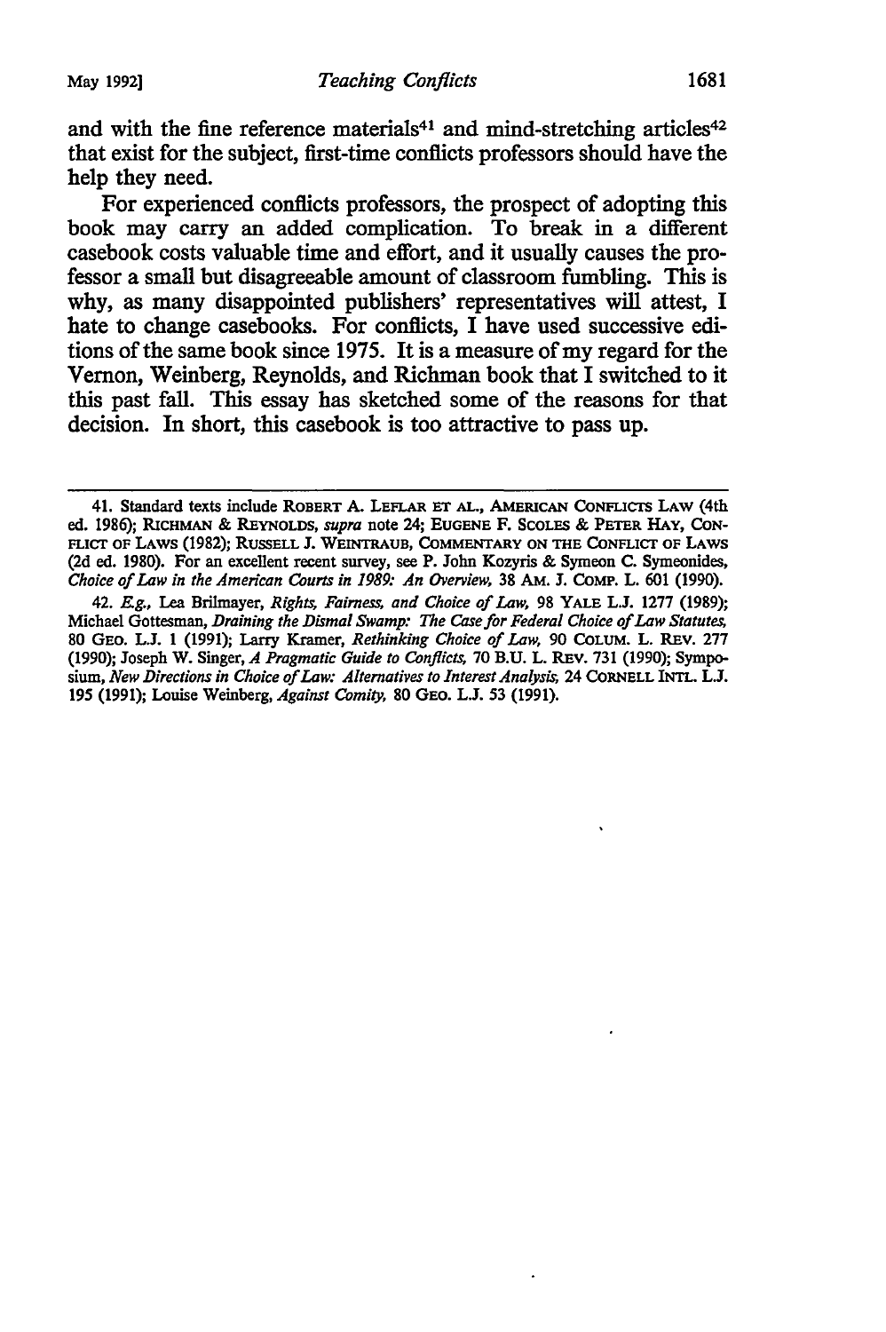and with the fine reference materials[41] and mind-stretching articles[42] that exist for the subject, first-time conflicts professors should have the help they need.

For experienced conflicts professors, the prospect of adopting this book may carry an added complication. To break in a different casebook costs valuable time and effort, and it usually causes the professor a small but disagreeable amount of classroom fumbling. This is why, as many disappointed publishers' representatives will attest, I hate to change casebooks. For conflicts, I have used successive editions of the same book since 1975. It is a measure of my regard for the Vernon, Weinberg, Reynolds, and Richman book that I switched to it this past fall. This essay has sketched some of the reasons for that decision. In short, this casebook is too attractive to pass up.

---

41. Standard texts include ROBERT A. LEFLAR ET AL., AMERICAN CONFLICTS LAW (4th ed. 1986); RICHMAN & REYNOLDS, *supra* note 24; EUGENE F. SCOLES & PETER HAY, CONFLICT OF LAWS (1982); RUSSELL J. WEINTRAUB, COMMENTARY ON THE CONFLICT OF LAWS (2d ed. 1980). For an excellent recent survey, see P. John Kozyris & Symeon C. Symeonides, *Choice of Law in the American Courts in 1989: An Overview*, 38 AM. J. COMP. L. 601 (1990).

42. *E.g.*, Lea Brilmayer, *Rights, Fairness, and Choice of Law*, 98 YALE L.J. 1277 (1989); Michael Gottesman, *Draining the Dismal Swamp: The Case for Federal Choice of Law Statutes*, 80 GEO. L.J. 1 (1991); Larry Kramer, *Rethinking Choice of Law*, 90 COLUM. L. REV. 277 (1990); Joseph W. Singer, *A Pragmatic Guide to Conflicts*, 70 B.U. L. REV. 731 (1990); Symposium, *New Directions in Choice of Law: Alternatives to Interest Analysis*, 24 CORNELL INTL. L.J. 195 (1991); Louise Weinberg, *Against Comity*, 80 GEO. L.J. 53 (1991).